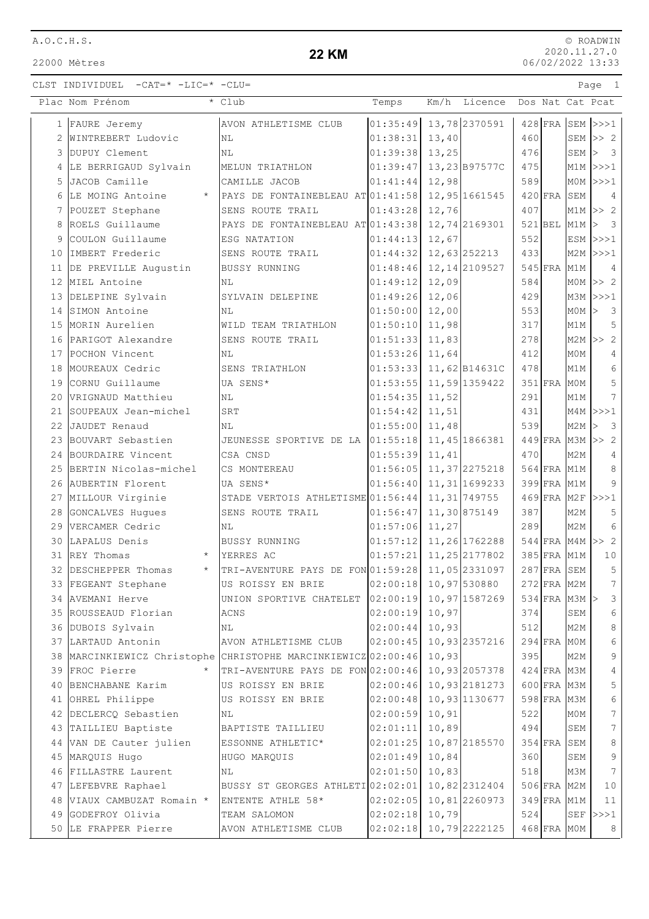A.O.C.H.S.

22000 Mètres

# 22 KM

© ROADWIN
2020.11.27.0
06/02/2022 13:33

CLST INDIVIDUEL -CAT=* -LIC=* -CLU=

| Plac | Nom Prénom | * | Club | Temps | Km/h | Licence | Dos | Nat | Cat | Pcat |
|---|---|---|---|---|---|---|---|---|---|---|
| 1 | FAURE Jeremy | | AVON ATHLETISME CLUB | 01:35:49 | 13,78 | 2370591 | 428 | FRA | SEM | >>>1 |
| 2 | WINTREBERT Ludovic | | NL | 01:38:31 | 13,40 | | 460 | | SEM | >> 2 |
| 3 | DUPUY Clement | | NL | 01:39:38 | 13,25 | | 476 | | SEM | > 3 |
| 4 | LE BERRIGAUD Sylvain | | MELUN TRIATHLON | 01:39:47 | 13,23 | B97577C | 475 | | M1M | >>>1 |
| 5 | JACOB Camille | | CAMILLE JACOB | 01:41:44 | 12,98 | | 589 | | M0M | >>>1 |
| 6 | LE MOING Antoine | * | PAYS DE FONTAINEBLEAU AT | 01:41:58 | 12,95 | 1661545 | 420 | FRA | SEM | 4 |
| 7 | POUZET Stephane | | SENS ROUTE TRAIL | 01:43:28 | 12,76 | | 407 | | M1M | >> 2 |
| 8 | ROELS Guillaume | | PAYS DE FONTAINEBLEAU AT | 01:43:38 | 12,74 | 2169301 | 521 | BEL | M1M | > 3 |
| 9 | COULON Guillaume | | ESG NATATION | 01:44:13 | 12,67 | | 552 | | ESM | >>>1 |
| 10 | IMBERT Frederic | | SENS ROUTE TRAIL | 01:44:32 | 12,63 | 252213 | 433 | | M2M | >>>1 |
| 11 | DE PREVILLE Augustin | | BUSSY RUNNING | 01:48:46 | 12,14 | 2109527 | 545 | FRA | M1M | 4 |
| 12 | MIEL Antoine | | NL | 01:49:12 | 12,09 | | 584 | | M0M | >> 2 |
| 13 | DELEPINE Sylvain | | SYLVAIN DELEPINE | 01:49:26 | 12,06 | | 429 | | M3M | >>>1 |
| 14 | SIMON Antoine | | NL | 01:50:00 | 12,00 | | 553 | | M0M | > 3 |
| 15 | MORIN Aurelien | | WILD TEAM TRIATHLON | 01:50:10 | 11,98 | | 317 | | M1M | 5 |
| 16 | PARIGOT Alexandre | | SENS ROUTE TRAIL | 01:51:33 | 11,83 | | 278 | | M2M | >> 2 |
| 17 | POCHON Vincent | | NL | 01:53:26 | 11,64 | | 412 | | M0M | 4 |
| 18 | MOUREAUX Cedric | | SENS TRIATHLON | 01:53:33 | 11,62 | B14631C | 478 | | M1M | 6 |
| 19 | CORNU Guillaume | | UA SENS* | 01:53:55 | 11,59 | 1359422 | 351 | FRA | M0M | 5 |
| 20 | VRIGNAUD Matthieu | | NL | 01:54:35 | 11,52 | | 291 | | M1M | 7 |
| 21 | SOUPEAUX Jean-michel | | SRT | 01:54:42 | 11,51 | | 431 | | M4M | >>>1 |
| 22 | JAUDET Renaud | | NL | 01:55:00 | 11,48 | | 539 | | M2M | > 3 |
| 23 | BOUVART Sebastien | | JEUNESSE SPORTIVE DE LA | 01:55:18 | 11,45 | 1866381 | 449 | FRA | M3M | >> 2 |
| 24 | BOURDAIRE Vincent | | CSA CNSD | 01:55:39 | 11,41 | | 470 | | M2M | 4 |
| 25 | BERTIN Nicolas-michel | | CS MONTEREAU | 01:56:05 | 11,37 | 2275218 | 564 | FRA | M1M | 8 |
| 26 | AUBERTIN Florent | | UA SENS* | 01:56:40 | 11,31 | 1699233 | 399 | FRA | M1M | 9 |
| 27 | MILLOUR Virginie | | STADE VERTOIS ATHLETISME | 01:56:44 | 11,31 | 749755 | 469 | FRA | M2F | >>>1 |
| 28 | GONCALVES Hugues | | SENS ROUTE TRAIL | 01:56:47 | 11,30 | 875149 | 387 | | M2M | 5 |
| 29 | VERCAMER Cedric | | NL | 01:57:06 | 11,27 | | 289 | | M2M | 6 |
| 30 | LAPALUS Denis | | BUSSY RUNNING | 01:57:12 | 11,26 | 1762288 | 544 | FRA | M4M | >> 2 |
| 31 | REY Thomas | * | YERRES AC | 01:57:21 | 11,25 | 2177802 | 385 | FRA | M1M | 10 |
| 32 | DESCHEPPER Thomas | * | TRI-AVENTURE PAYS DE FON | 01:59:28 | 11,05 | 2331097 | 287 | FRA | SEM | 5 |
| 33 | FEGEANT Stephane | | US ROISSY EN BRIE | 02:00:18 | 10,97 | 530880 | 272 | FRA | M2M | 7 |
| 34 | AVEMANI Herve | | UNION SPORTIVE CHATELET | 02:00:19 | 10,97 | 1587269 | 534 | FRA | M3M | > 3 |
| 35 | ROUSSEAUD Florian | | ACNS | 02:00:19 | 10,97 | | 374 | | SEM | 6 |
| 36 | DUBOIS Sylvain | | NL | 02:00:44 | 10,93 | | 512 | | M2M | 8 |
| 37 | LARTAUD Antonin | | AVON ATHLETISME CLUB | 02:00:45 | 10,93 | 2357216 | 294 | FRA | M0M | 6 |
| 38 | MARCINKIEWICZ Christophe | | CHRISTOPHE MARCINKIEWICZ | 02:00:46 | 10,93 | | 395 | | M2M | 9 |
| 39 | FROC Pierre | * | TRI-AVENTURE PAYS DE FON | 02:00:46 | 10,93 | 2057378 | 424 | FRA | M3M | 4 |
| 40 | BENCHABANE Karim | | US ROISSY EN BRIE | 02:00:46 | 10,93 | 2181273 | 600 | FRA | M3M | 5 |
| 41 | OHREL Philippe | | US ROISSY EN BRIE | 02:00:48 | 10,93 | 1130677 | 598 | FRA | M3M | 6 |
| 42 | DECLERCQ Sebastien | | NL | 02:00:59 | 10,91 | | 522 | | M0M | 7 |
| 43 | TAILLIEU Baptiste | | BAPTISTE TAILLIEU | 02:01:11 | 10,89 | | 494 | | SEM | 7 |
| 44 | VAN DE Cauter julien | | ESSONNE ATHLETIC* | 02:01:25 | 10,87 | 2185570 | 354 | FRA | SEM | 8 |
| 45 | MARQUIS Hugo | | HUGO MARQUIS | 02:01:49 | 10,84 | | 360 | | SEM | 9 |
| 46 | FILLASTRE Laurent | | NL | 02:01:50 | 10,83 | | 518 | | M3M | 7 |
| 47 | LEFEBVRE Raphael | | BUSSY ST GEORGES ATHLETI | 02:02:01 | 10,82 | 2312404 | 506 | FRA | M2M | 10 |
| 48 | VIAUX CAMBUZAT Romain | * | ENTENTE ATHLE 58* | 02:02:05 | 10,81 | 2260973 | 349 | FRA | M1M | 11 |
| 49 | GODEFROY Olivia | | TEAM SALOMON | 02:02:18 | 10,79 | | 524 | | SEF | >>>1 |
| 50 | LE FRAPPER Pierre | | AVON ATHLETISME CLUB | 02:02:18 | 10,79 | 2222125 | 468 | FRA | M0M | 8 |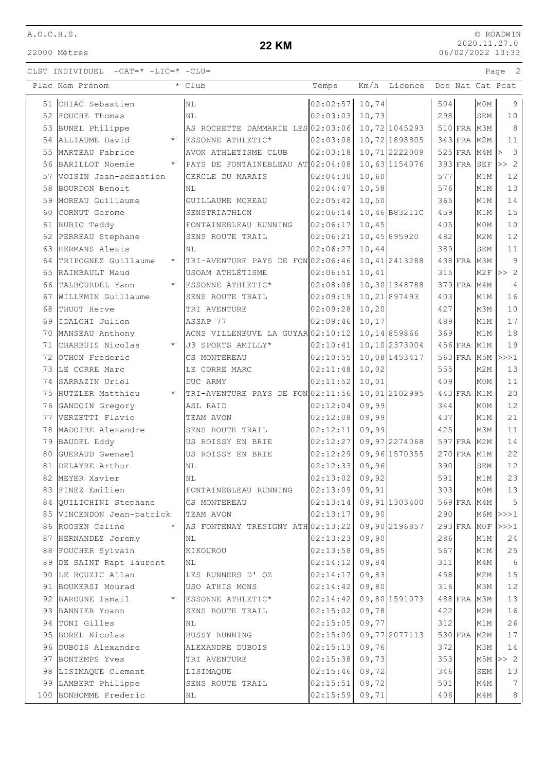A.O.C.H.S.

22000 Mètres

# 22 KM

© ROADWIN 2020.11.27.0 06/02/2022 13:33

CLST INDIVIDUEL -CAT=* -LIC=* -CLU=

| Plac | Nom Prénom | * | Club | Temps | Km/h | Licence | Dos | Nat | Cat | Pcat |
|---|---|---|---|---|---|---|---|---|---|---|
| 51 | CHIAC Sebastien | | NL | 02:02:57 | 10,74 | | 504 | | M0M | 9 |
| 52 | FOUCHE Thomas | | NL | 02:03:03 | 10,73 | | 298 | | SEM | 10 |
| 53 | BUNEL Philippe | | AS ROCHETTE DAMMARIE LES | 02:03:06 | 10,72 | 1045293 | 510 | FRA | M3M | 8 |
| 54 | ALLIAUME David | * | ESSONNE ATHLETIC* | 02:03:08 | 10,72 | 1898805 | 343 | FRA | M2M | 11 |
| 55 | MARTEAU Fabrice | | AVON ATHLETISME CLUB | 02:03:18 | 10,71 | 2222009 | 525 | FRA | M4M | > 3 |
| 56 | BARILLOT Noemie | * | PAYS DE FONTAINEBLEAU AT | 02:04:08 | 10,63 | 1154076 | 393 | FRA | SEF | >> 2 |
| 57 | VOISIN Jean-sebastien | | CERCLE DU MARAIS | 02:04:30 | 10,60 | | 577 | | M1M | 12 |
| 58 | BOURDON Benoit | | NL | 02:04:47 | 10,58 | | 576 | | M1M | 13 |
| 59 | MOREAU Guillaume | | GUILLAUME MOREAU | 02:05:42 | 10,50 | | 365 | | M1M | 14 |
| 60 | CORNUT Gerome | | SENSTRIATHLON | 02:06:14 | 10,46 | B83211C | 459 | | M1M | 15 |
| 61 | RUBIO Teddy | | FONTAINEBLEAU RUNNING | 02:06:17 | 10,45 | | 405 | | M0M | 10 |
| 62 | PERREAU Stephane | | SENS ROUTE TRAIL | 02:06:21 | 10,45 | 895920 | 482 | | M2M | 12 |
| 63 | HERMANS Alexis | | NL | 02:06:27 | 10,44 | | 389 | | SEM | 11 |
| 64 | TRIPOGNEZ Guillaume | * | TRI-AVENTURE PAYS DE FON | 02:06:46 | 10,41 | 2413288 | 438 | FRA | M3M | 9 |
| 65 | RAIMBAULT Maud | | USOAM ATHLÉTISME | 02:06:51 | 10,41 | | 315 | | M2F | >> 2 |
| 66 | TALBOURDEL Yann | * | ESSONNE ATHLETIC* | 02:08:08 | 10,30 | 1348788 | 379 | FRA | M4M | 4 |
| 67 | WILLEMIN Guillaume | | SENS ROUTE TRAIL | 02:09:19 | 10,21 | 897493 | 403 | | M1M | 16 |
| 68 | THUOT Herve | | TRI AVENTURE | 02:09:28 | 10,20 | | 427 | | M3M | 10 |
| 69 | IDALGHI Julien | | ASSAP 77 | 02:09:46 | 10,17 | | 489 | | M1M | 17 |
| 70 | MANSEAU Anthony | | ACNS VILLENEUVE LA GUYAR | 02:10:12 | 10,14 | 859866 | 369 | | M1M | 18 |
| 71 | CHARBUIS Nicolas | * | J3 SPORTS AMILLY* | 02:10:41 | 10,10 | 2373004 | 456 | FRA | M1M | 19 |
| 72 | OTHON Frederic | | CS MONTEREAU | 02:10:55 | 10,08 | 1453417 | 563 | FRA | M5M | >>>1 |
| 73 | LE CORRE Marc | | LE CORRE MARC | 02:11:48 | 10,02 | | 555 | | M2M | 13 |
| 74 | SARRAZIN Uriel | | DUC ARMY | 02:11:52 | 10,01 | | 409 | | M0M | 11 |
| 75 | HUTZLER Matthieu | * | TRI-AVENTURE PAYS DE FON | 02:11:56 | 10,01 | 2102995 | 443 | FRA | M1M | 20 |
| 76 | GANDOIN Gregory | | ASL RAID | 02:12:04 | 09,99 | | 344 | | M0M | 12 |
| 77 | VERZETTI Flavio | | TEAM AVON | 02:12:08 | 09,99 | | 437 | | M1M | 21 |
| 78 | MADOIRE Alexandre | | SENS ROUTE TRAIL | 02:12:11 | 09,99 | | 425 | | M3M | 11 |
| 79 | BAUDEL Eddy | | US ROISSY EN BRIE | 02:12:27 | 09,97 | 2274068 | 597 | FRA | M2M | 14 |
| 80 | GUERAUD Gwenael | | US ROISSY EN BRIE | 02:12:29 | 09,96 | 1570355 | 270 | FRA | M1M | 22 |
| 81 | DELAYRE Arthur | | NL | 02:12:33 | 09,96 | | 390 | | SEM | 12 |
| 82 | MEYER Xavier | | NL | 02:13:02 | 09,92 | | 591 | | M1M | 23 |
| 83 | FINEZ Emilien | | FONTAINEBLEAU RUNNING | 02:13:09 | 09,91 | | 303 | | M0M | 13 |
| 84 | QUILICHINI Stephane | | CS MONTEREAU | 02:13:14 | 09,91 | 1303400 | 569 | FRA | M4M | 5 |
| 85 | VINCENDON Jean-patrick | | TEAM AVON | 02:13:17 | 09,90 | | 290 | | M6M | >>>1 |
| 86 | ROOSEN Celine | * | AS FONTENAY TRESIGNY ATH | 02:13:22 | 09,90 | 2196857 | 293 | FRA | M0F | >>>1 |
| 87 | HERNANDEZ Jeremy | | NL | 02:13:23 | 09,90 | | 286 | | M1M | 24 |
| 88 | FOUCHER Sylvain | | KIKOUROU | 02:13:58 | 09,85 | | 567 | | M1M | 25 |
| 89 | DE SAINT Rapt laurent | | NL | 02:14:12 | 09,84 | | 311 | | M4M | 6 |
| 90 | LE ROUZIC Allan | | LES RUNNERS D' OZ | 02:14:17 | 09,83 | | 458 | | M2M | 15 |
| 91 | BOUKERSI Mourad | | USO ATHIS MONS | 02:14:42 | 09,80 | | 316 | | M3M | 12 |
| 92 | BAROUNE Ismail | * | ESSONNE ATHLETIC* | 02:14:42 | 09,80 | 1591073 | 488 | FRA | M3M | 13 |
| 93 | BANNIER Yoann | | SENS ROUTE TRAIL | 02:15:02 | 09,78 | | 422 | | M2M | 16 |
| 94 | TONI Gilles | | NL | 02:15:05 | 09,77 | | 312 | | M1M | 26 |
| 95 | BOREL Nicolas | | BUSSY RUNNING | 02:15:09 | 09,77 | 2077113 | 530 | FRA | M2M | 17 |
| 96 | DUBOIS Alexandre | | ALEXANDRE DUBOIS | 02:15:13 | 09,76 | | 372 | | M3M | 14 |
| 97 | BONTEMPS Yves | | TRI AVENTURE | 02:15:38 | 09,73 | | 353 | | M5M | >> 2 |
| 98 | LISIMAQUE Clement | | LISIMAQUE | 02:15:46 | 09,72 | | 346 | | SEM | 13 |
| 99 | LAMBERT Philippe | | SENS ROUTE TRAIL | 02:15:51 | 09,72 | | 501 | | M4M | 7 |
| 100 | BONHOMME Frederic | | NL | 02:15:59 | 09,71 | | 406 | | M4M | 8 |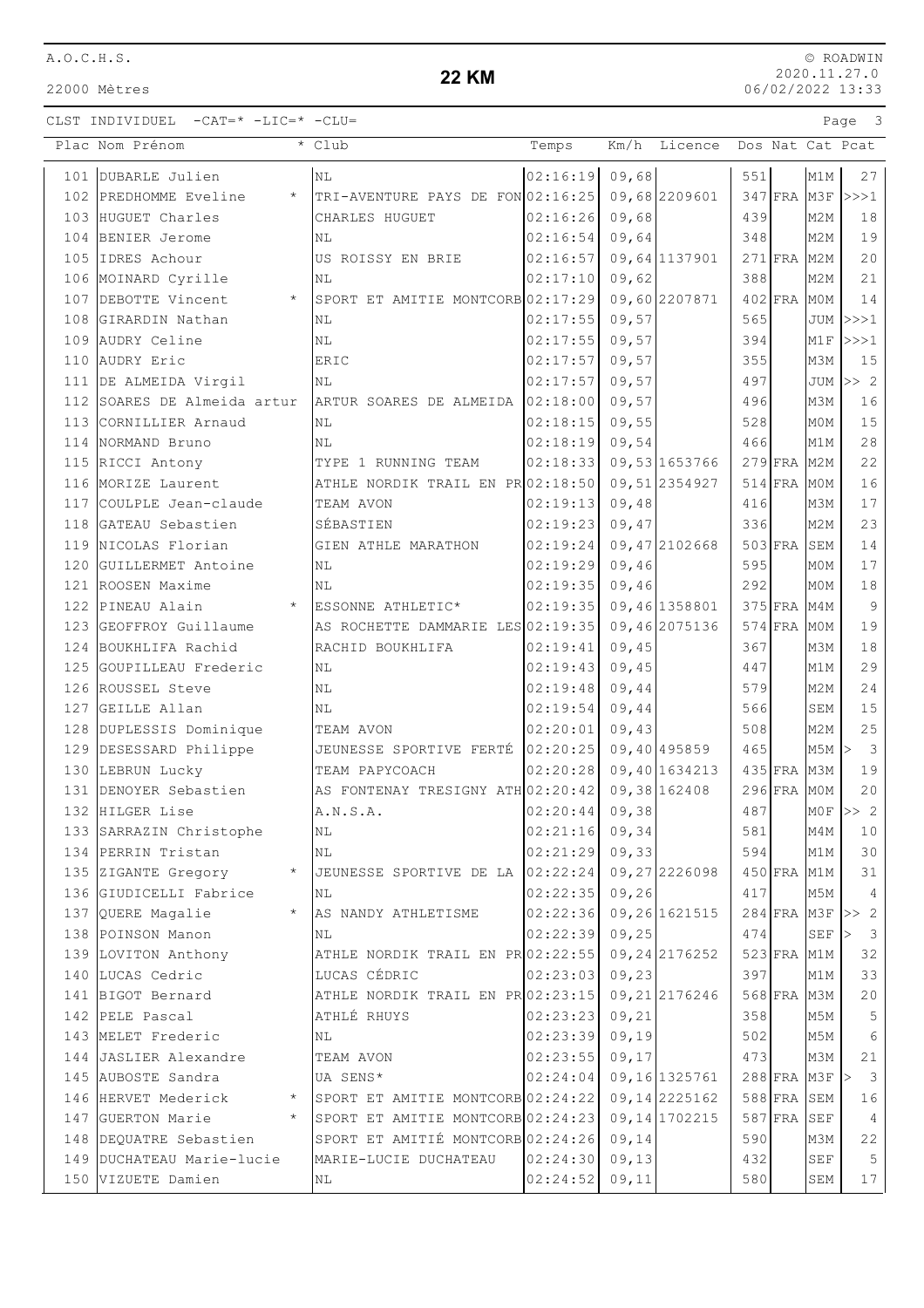A.O.C.H.S.

22000 Mètres

# 22 KM

© ROADWIN 2020.11.27.0 06/02/2022 13:33

CLST INDIVIDUEL -CAT=* -LIC=* -CLU=

| Plac | Nom Prénom | * | Club | Temps | Km/h | Licence | Dos | Nat | Cat | Pcat |
|---|---|---|---|---|---|---|---|---|---|---|
| 101 | DUBARLE Julien | | NL | 02:16:19 | 09,68 | | 551 | | M1M | 27 |
| 102 | PREDHOMME Eveline | * | TRI-AVENTURE PAYS DE FON | 02:16:25 | 09,68 | 2209601 | 347 | FRA | M3F | >>>1 |
| 103 | HUGUET Charles | | CHARLES HUGUET | 02:16:26 | 09,68 | | 439 | | M2M | 18 |
| 104 | BENIER Jerome | | NL | 02:16:54 | 09,64 | | 348 | | M2M | 19 |
| 105 | IDRES Achour | | US ROISSY EN BRIE | 02:16:57 | 09,64 | 1137901 | 271 | FRA | M2M | 20 |
| 106 | MOINARD Cyrille | | NL | 02:17:10 | 09,62 | | 388 | | M2M | 21 |
| 107 | DEBOTTE Vincent | * | SPORT ET AMITIE MONTCORB | 02:17:29 | 09,60 | 2207871 | 402 | FRA | M0M | 14 |
| 108 | GIRARDIN Nathan | | NL | 02:17:55 | 09,57 | | 565 | | JUM | >>>1 |
| 109 | AUDRY Celine | | NL | 02:17:55 | 09,57 | | 394 | | M1F | >>>1 |
| 110 | AUDRY Eric | | ERIC | 02:17:57 | 09,57 | | 355 | | M3M | 15 |
| 111 | DE ALMEIDA Virgil | | NL | 02:17:57 | 09,57 | | 497 | | JUM | >> 2 |
| 112 | SOARES DE Almeida artur | | ARTUR SOARES DE ALMEIDA | 02:18:00 | 09,57 | | 496 | | M3M | 16 |
| 113 | CORNILLIER Arnaud | | NL | 02:18:15 | 09,55 | | 528 | | M0M | 15 |
| 114 | NORMAND Bruno | | NL | 02:18:19 | 09,54 | | 466 | | M1M | 28 |
| 115 | RICCI Antony | | TYPE 1 RUNNING TEAM | 02:18:33 | 09,53 | 1653766 | 279 | FRA | M2M | 22 |
| 116 | MORIZE Laurent | | ATHLE NORDIK TRAIL EN PR | 02:18:50 | 09,51 | 2354927 | 514 | FRA | M0M | 16 |
| 117 | COULPLE Jean-claude | | TEAM AVON | 02:19:13 | 09,48 | | 416 | | M3M | 17 |
| 118 | GATEAU Sebastien | | SÉBASTIEN | 02:19:23 | 09,47 | | 336 | | M2M | 23 |
| 119 | NICOLAS Florian | | GIEN ATHLE MARATHON | 02:19:24 | 09,47 | 2102668 | 503 | FRA | SEM | 14 |
| 120 | GUILLERMET Antoine | | NL | 02:19:29 | 09,46 | | 595 | | M0M | 17 |
| 121 | ROOSEN Maxime | | NL | 02:19:35 | 09,46 | | 292 | | M0M | 18 |
| 122 | PINEAU Alain | * | ESSONNE ATHLETIC* | 02:19:35 | 09,46 | 1358801 | 375 | FRA | M4M | 9 |
| 123 | GEOFFROY Guillaume | | AS ROCHETTE DAMMARIE LES | 02:19:35 | 09,46 | 2075136 | 574 | FRA | M0M | 19 |
| 124 | BOUKHLIFA Rachid | | RACHID BOUKHLIFA | 02:19:41 | 09,45 | | 367 | | M3M | 18 |
| 125 | GOUPILLEAU Frederic | | NL | 02:19:43 | 09,45 | | 447 | | M1M | 29 |
| 126 | ROUSSEL Steve | | NL | 02:19:48 | 09,44 | | 579 | | M2M | 24 |
| 127 | GEILLE Allan | | NL | 02:19:54 | 09,44 | | 566 | | SEM | 15 |
| 128 | DUPLESSIS Dominique | | TEAM AVON | 02:20:01 | 09,43 | | 508 | | M2M | 25 |
| 129 | DESESSARD Philippe | | JEUNESSE SPORTIVE FERTÉ | 02:20:25 | 09,40 | 495859 | 465 | | M5M | > 3 |
| 130 | LEBRUN Lucky | | TEAM PAPYCOACH | 02:20:28 | 09,40 | 1634213 | 435 | FRA | M3M | 19 |
| 131 | DENOYER Sebastien | | AS FONTENAY TRESIGNY ATH | 02:20:42 | 09,38 | 162408 | 296 | FRA | M0M | 20 |
| 132 | HILGER Lise | | A.N.S.A. | 02:20:44 | 09,38 | | 487 | | M0F | >> 2 |
| 133 | SARRAZIN Christophe | | NL | 02:21:16 | 09,34 | | 581 | | M4M | 10 |
| 134 | PERRIN Tristan | | NL | 02:21:29 | 09,33 | | 594 | | M1M | 30 |
| 135 | ZIGANTE Gregory | * | JEUNESSE SPORTIVE DE LA | 02:22:24 | 09,27 | 2226098 | 450 | FRA | M1M | 31 |
| 136 | GIUDICELLI Fabrice | | NL | 02:22:35 | 09,26 | | 417 | | M5M | 4 |
| 137 | QUERE Magalie | * | AS NANDY ATHLETISME | 02:22:36 | 09,26 | 1621515 | 284 | FRA | M3F | >> 2 |
| 138 | POINSON Manon | | NL | 02:22:39 | 09,25 | | 474 | | SEF | > 3 |
| 139 | LOVITON Anthony | | ATHLE NORDIK TRAIL EN PR | 02:22:55 | 09,24 | 2176252 | 523 | FRA | M1M | 32 |
| 140 | LUCAS Cedric | | LUCAS CÉDRIC | 02:23:03 | 09,23 | | 397 | | M1M | 33 |
| 141 | BIGOT Bernard | | ATHLE NORDIK TRAIL EN PR | 02:23:15 | 09,21 | 2176246 | 568 | FRA | M3M | 20 |
| 142 | PELE Pascal | | ATHLÉ RHUYS | 02:23:23 | 09,21 | | 358 | | M5M | 5 |
| 143 | MELET Frederic | | NL | 02:23:39 | 09,19 | | 502 | | M5M | 6 |
| 144 | JASLIER Alexandre | | TEAM AVON | 02:23:55 | 09,17 | | 473 | | M3M | 21 |
| 145 | AUBOSTE Sandra | | UA SENS* | 02:24:04 | 09,16 | 1325761 | 288 | FRA | M3F | > 3 |
| 146 | HERVET Mederick | * | SPORT ET AMITIE MONTCORB | 02:24:22 | 09,14 | 2225162 | 588 | FRA | SEM | 16 |
| 147 | GUERTON Marie | * | SPORT ET AMITIE MONTCORB | 02:24:23 | 09,14 | 1702215 | 587 | FRA | SEF | 4 |
| 148 | DEQUATRE Sebastien | | SPORT ET AMITIÉ MONTCORB | 02:24:26 | 09,14 | | 590 | | M3M | 22 |
| 149 | DUCHATEAU Marie-lucie | | MARIE-LUCIE DUCHATEAU | 02:24:30 | 09,13 | | 432 | | SEF | 5 |
| 150 | VIZUETE Damien | | NL | 02:24:52 | 09,11 | | 580 | | SEM | 17 |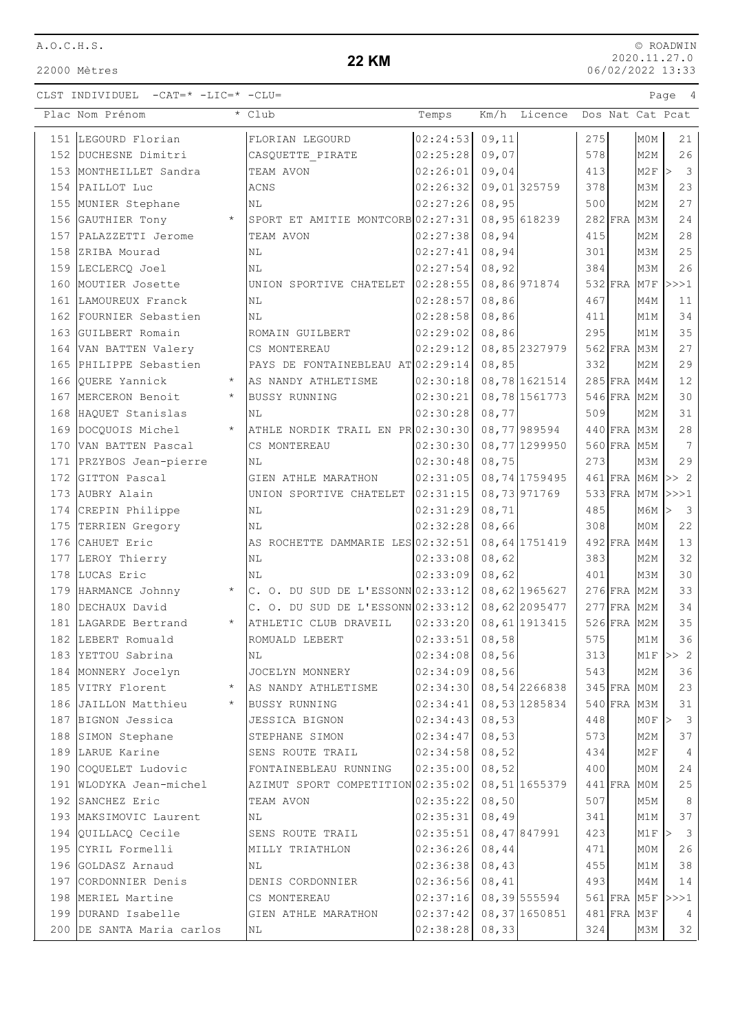# 22 KM

22000 Mètres

CLST INDIVIDUEL -CAT=* -LIC=* -CLU=

| Plac | Nom Prénom | * | Club | Temps | Km/h | Licence | Dos | Nat | Cat | Pcat |
|---|---|---|---|---|---|---|---|---|---|---|
| 151 | LEGOURD Florian | | FLORIAN LEGOURD | 02:24:53 | 09,11 | | 275 | | M0M | 21 |
| 152 | DUCHESNE Dimitri | | CASQUETTE_PIRATE | 02:25:28 | 09,07 | | 578 | | M2M | 26 |
| 153 | MONTHEILLET Sandra | | TEAM AVON | 02:26:01 | 09,04 | | 413 | | M2F | > 3 |
| 154 | PAILLOT Luc | | ACNS | 02:26:32 | 09,01 | 325759 | 378 | | M3M | 23 |
| 155 | MUNIER Stephane | | NL | 02:27:26 | 08,95 | | 500 | | M2M | 27 |
| 156 | GAUTHIER Tony | * | SPORT ET AMITIE MONTCORB | 02:27:31 | 08,95 | 618239 | 282 | FRA | M3M | 24 |
| 157 | PALAZZETTI Jerome | | TEAM AVON | 02:27:38 | 08,94 | | 415 | | M2M | 28 |
| 158 | ZRIBA Mourad | | NL | 02:27:41 | 08,94 | | 301 | | M3M | 25 |
| 159 | LECLERCQ Joel | | NL | 02:27:54 | 08,92 | | 384 | | M3M | 26 |
| 160 | MOUTIER Josette | | UNION SPORTIVE CHATELET | 02:28:55 | 08,86 | 971874 | 532 | FRA | M7F | >>>1 |
| 161 | LAMOUREUX Franck | | NL | 02:28:57 | 08,86 | | 467 | | M4M | 11 |
| 162 | FOURNIER Sebastien | | NL | 02:28:58 | 08,86 | | 411 | | M1M | 34 |
| 163 | GUILBERT Romain | | ROMAIN GUILBERT | 02:29:02 | 08,86 | | 295 | | M1M | 35 |
| 164 | VAN BATTEN Valery | | CS MONTEREAU | 02:29:12 | 08,85 | 2327979 | 562 | FRA | M3M | 27 |
| 165 | PHILIPPE Sebastien | | PAYS DE FONTAINEBLEAU AT | 02:29:14 | 08,85 | | 332 | | M2M | 29 |
| 166 | QUERE Yannick | * | AS NANDY ATHLETISME | 02:30:18 | 08,78 | 1621514 | 285 | FRA | M4M | 12 |
| 167 | MERCERON Benoit | * | BUSSY RUNNING | 02:30:21 | 08,78 | 1561773 | 546 | FRA | M2M | 30 |
| 168 | HAQUET Stanislas | | NL | 02:30:28 | 08,77 | | 509 | | M2M | 31 |
| 169 | DOCQUOIS Michel | * | ATHLE NORDIK TRAIL EN PR | 02:30:30 | 08,77 | 989594 | 440 | FRA | M3M | 28 |
| 170 | VAN BATTEN Pascal | | CS MONTEREAU | 02:30:30 | 08,77 | 1299950 | 560 | FRA | M5M | 7 |
| 171 | PRZYBOS Jean-pierre | | NL | 02:30:48 | 08,75 | | 273 | | M3M | 29 |
| 172 | GITTON Pascal | | GIEN ATHLE MARATHON | 02:31:05 | 08,74 | 1759495 | 461 | FRA | M6M | >> 2 |
| 173 | AUBRY Alain | | UNION SPORTIVE CHATELET | 02:31:15 | 08,73 | 971769 | 533 | FRA | M7M | >>>1 |
| 174 | CREPIN Philippe | | NL | 02:31:29 | 08,71 | | 485 | | M6M | > 3 |
| 175 | TERRIEN Gregory | | NL | 02:32:28 | 08,66 | | 308 | | M0M | 22 |
| 176 | CAHUET Eric | | AS ROCHETTE DAMMARIE LES | 02:32:51 | 08,64 | 1751419 | 492 | FRA | M4M | 13 |
| 177 | LEROY Thierry | | NL | 02:33:08 | 08,62 | | 383 | | M2M | 32 |
| 178 | LUCAS Eric | | NL | 02:33:09 | 08,62 | | 401 | | M3M | 30 |
| 179 | HARMANCE Johnny | * | C. O. DU SUD DE L'ESSONN | 02:33:12 | 08,62 | 1965627 | 276 | FRA | M2M | 33 |
| 180 | DECHAUX David | | C. O. DU SUD DE L'ESSONN | 02:33:12 | 08,62 | 2095477 | 277 | FRA | M2M | 34 |
| 181 | LAGARDE Bertrand | * | ATHLETIC CLUB DRAVEIL | 02:33:20 | 08,61 | 1913415 | 526 | FRA | M2M | 35 |
| 182 | LEBERT Romuald | | ROMUALD LEBERT | 02:33:51 | 08,58 | | 575 | | M1M | 36 |
| 183 | YETTOU Sabrina | | NL | 02:34:08 | 08,56 | | 313 | | M1F | >> 2 |
| 184 | MONNERY Jocelyn | | JOCELYN MONNERY | 02:34:09 | 08,56 | | 543 | | M2M | 36 |
| 185 | VITRY Florent | * | AS NANDY ATHLETISME | 02:34:30 | 08,54 | 2266838 | 345 | FRA | M0M | 23 |
| 186 | JAILLON Matthieu | * | BUSSY RUNNING | 02:34:41 | 08,53 | 1285834 | 540 | FRA | M3M | 31 |
| 187 | BIGNON Jessica | | JESSICA BIGNON | 02:34:43 | 08,53 | | 448 | | M0F | > 3 |
| 188 | SIMON Stephane | | STEPHANE SIMON | 02:34:47 | 08,53 | | 573 | | M2M | 37 |
| 189 | LARUE Karine | | SENS ROUTE TRAIL | 02:34:58 | 08,52 | | 434 | | M2F | 4 |
| 190 | COQUELET Ludovic | | FONTAINEBLEAU RUNNING | 02:35:00 | 08,52 | | 400 | | M0M | 24 |
| 191 | WLODYKA Jean-michel | | AZIMUT SPORT COMPETITION | 02:35:02 | 08,51 | 1655379 | 441 | FRA | M0M | 25 |
| 192 | SANCHEZ Eric | | TEAM AVON | 02:35:22 | 08,50 | | 507 | | M5M | 8 |
| 193 | MAKSIMOVIC Laurent | | NL | 02:35:31 | 08,49 | | 341 | | M1M | 37 |
| 194 | QUILLACQ Cecile | | SENS ROUTE TRAIL | 02:35:51 | 08,47 | 847991 | 423 | | M1F | > 3 |
| 195 | CYRIL Formelli | | MILLY TRIATHLON | 02:36:26 | 08,44 | | 471 | | M0M | 26 |
| 196 | GOLDASZ Arnaud | | NL | 02:36:38 | 08,43 | | 455 | | M1M | 38 |
| 197 | CORDONNIER Denis | | DENIS CORDONNIER | 02:36:56 | 08,41 | | 493 | | M4M | 14 |
| 198 | MERIEL Martine | | CS MONTEREAU | 02:37:16 | 08,39 | 555594 | 561 | FRA | M5F | >>>1 |
| 199 | DURAND Isabelle | | GIEN ATHLE MARATHON | 02:37:42 | 08,37 | 1650851 | 481 | FRA | M3F | 4 |
| 200 | DE SANTA Maria carlos | | NL | 02:38:28 | 08,33 | | 324 | | M3M | 32 |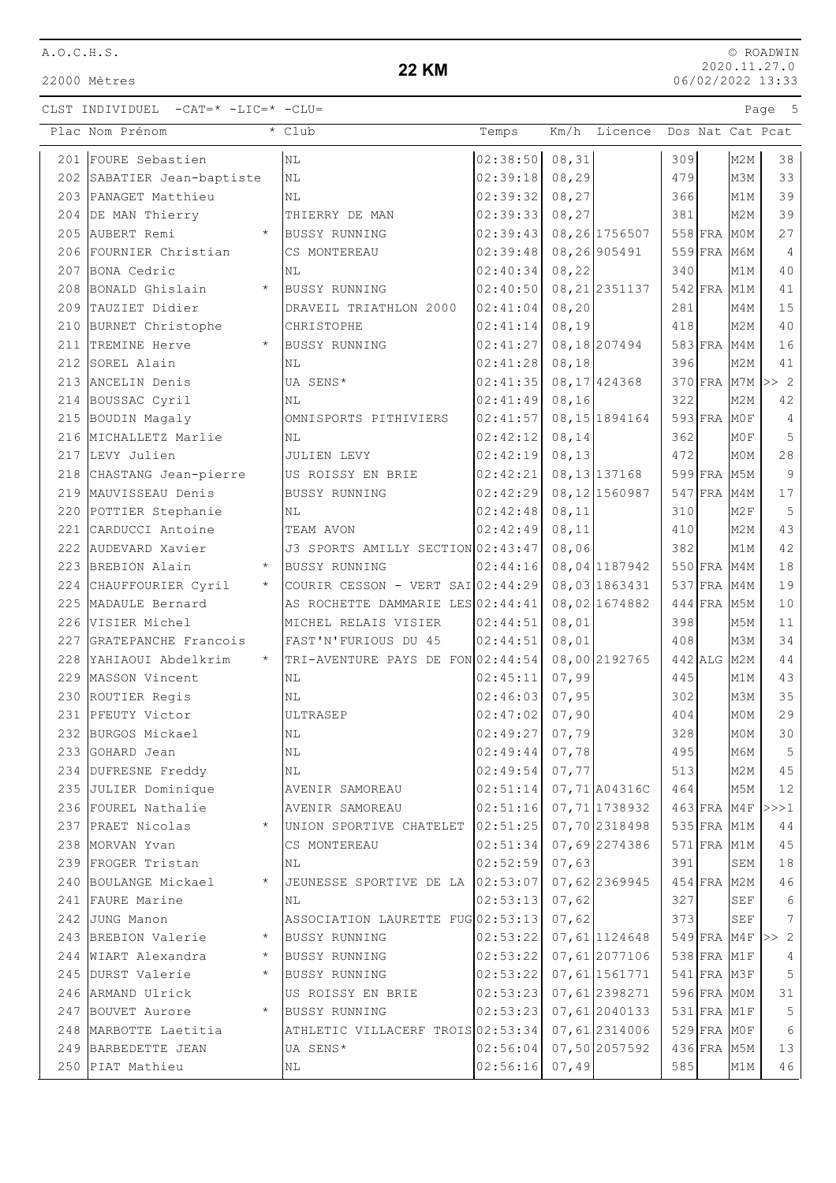A.O.C.H.S.

22000 Mètres

# 22 KM

© ROADWIN
2020.11.27.0
06/02/2022 13:33

CLST INDIVIDUEL -CAT=* -LIC=* -CLU=

| Plac | Nom Prénom | * | Club | Temps | Km/h | Licence | Dos | Nat | Cat | Pcat |
|---|---|---|---|---|---|---|---|---|---|---|
| 201 | FOURE Sebastien | | NL | 02:38:50 | 08,31 | | 309 | | M2M | 38 |
| 202 | SABATIER Jean-baptiste | | NL | 02:39:18 | 08,29 | | 479 | | M3M | 33 |
| 203 | PANAGET Matthieu | | NL | 02:39:32 | 08,27 | | 366 | | M1M | 39 |
| 204 | DE MAN Thierry | | THIERRY DE MAN | 02:39:33 | 08,27 | | 381 | | M2M | 39 |
| 205 | AUBERT Remi | * | BUSSY RUNNING | 02:39:43 | 08,26 | 1756507 | 558 | FRA | M0M | 27 |
| 206 | FOURNIER Christian | | CS MONTEREAU | 02:39:48 | 08,26 | 905491 | 559 | FRA | M6M | 4 |
| 207 | BONA Cedric | | NL | 02:40:34 | 08,22 | | 340 | | M1M | 40 |
| 208 | BONALD Ghislain | * | BUSSY RUNNING | 02:40:50 | 08,21 | 2351137 | 542 | FRA | M1M | 41 |
| 209 | TAUZIET Didier | | DRAVEIL TRIATHLON 2000 | 02:41:04 | 08,20 | | 281 | | M4M | 15 |
| 210 | BURNET Christophe | | CHRISTOPHE | 02:41:14 | 08,19 | | 418 | | M2M | 40 |
| 211 | TREMINE Herve | * | BUSSY RUNNING | 02:41:27 | 08,18 | 207494 | 583 | FRA | M4M | 16 |
| 212 | SOREL Alain | | NL | 02:41:28 | 08,18 | | 396 | | M2M | 41 |
| 213 | ANCELIN Denis | | UA SENS* | 02:41:35 | 08,17 | 424368 | 370 | FRA | M7M | >> 2 |
| 214 | BOUSSAC Cyril | | NL | 02:41:49 | 08,16 | | 322 | | M2M | 42 |
| 215 | BOUDIN Magaly | | OMNISPORTS PITHIVIERS | 02:41:57 | 08,15 | 1894164 | 593 | FRA | M0F | 4 |
| 216 | MICHALLETZ Marlie | | NL | 02:42:12 | 08,14 | | 362 | | M0F | 5 |
| 217 | LEVY Julien | | JULIEN LEVY | 02:42:19 | 08,13 | | 472 | | M0M | 28 |
| 218 | CHASTANG Jean-pierre | | US ROISSY EN BRIE | 02:42:21 | 08,13 | 137168 | 599 | FRA | M5M | 9 |
| 219 | MAUVISSEAU Denis | | BUSSY RUNNING | 02:42:29 | 08,12 | 1560987 | 547 | FRA | M4M | 17 |
| 220 | POTTIER Stephanie | | NL | 02:42:48 | 08,11 | | 310 | | M2F | 5 |
| 221 | CARDUCCI Antoine | | TEAM AVON | 02:42:49 | 08,11 | | 410 | | M2M | 43 |
| 222 | AUDEVARD Xavier | | J3 SPORTS AMILLY SECTION | 02:43:47 | 08,06 | | 382 | | M1M | 42 |
| 223 | BREBION Alain | * | BUSSY RUNNING | 02:44:16 | 08,04 | 1187942 | 550 | FRA | M4M | 18 |
| 224 | CHAUFFOURIER Cyril | * | COURIR CESSON - VERT SAI | 02:44:29 | 08,03 | 1863431 | 537 | FRA | M4M | 19 |
| 225 | MADAULE Bernard | | AS ROCHETTE DAMMARIE LES | 02:44:41 | 08,02 | 1674882 | 444 | FRA | M5M | 10 |
| 226 | VISIER Michel | | MICHEL RELAIS VISIER | 02:44:51 | 08,01 | | 398 | | M5M | 11 |
| 227 | GRATEPANCHE Francois | | FAST'N'FURIOUS DU 45 | 02:44:51 | 08,01 | | 408 | | M3M | 34 |
| 228 | YAHIAOUI Abdelkrim | * | TRI-AVENTURE PAYS DE FON | 02:44:54 | 08,00 | 2192765 | 442 | ALG | M2M | 44 |
| 229 | MASSON Vincent | | NL | 02:45:11 | 07,99 | | 445 | | M1M | 43 |
| 230 | ROUTIER Regis | | NL | 02:46:03 | 07,95 | | 302 | | M3M | 35 |
| 231 | PFEUTY Victor | | ULTRASEP | 02:47:02 | 07,90 | | 404 | | M0M | 29 |
| 232 | BURGOS Mickael | | NL | 02:49:27 | 07,79 | | 328 | | M0M | 30 |
| 233 | GOHARD Jean | | NL | 02:49:44 | 07,78 | | 495 | | M6M | 5 |
| 234 | DUFRESNE Freddy | | NL | 02:49:54 | 07,77 | | 513 | | M2M | 45 |
| 235 | JULIER Dominique | | AVENIR SAMOREAU | 02:51:14 | 07,71 | A04316C | 464 | | M5M | 12 |
| 236 | FOUREL Nathalie | | AVENIR SAMOREAU | 02:51:16 | 07,71 | 1738932 | 463 | FRA | M4F | >>>1 |
| 237 | PRAET Nicolas | * | UNION SPORTIVE CHATELET | 02:51:25 | 07,70 | 2318498 | 535 | FRA | M1M | 44 |
| 238 | MORVAN Yvan | | CS MONTEREAU | 02:51:34 | 07,69 | 2274386 | 571 | FRA | M1M | 45 |
| 239 | FROGER Tristan | | NL | 02:52:59 | 07,63 | | 391 | | SEM | 18 |
| 240 | BOULANGE Mickael | * | JEUNESSE SPORTIVE DE LA | 02:53:07 | 07,62 | 2369945 | 454 | FRA | M2M | 46 |
| 241 | FAURE Marine | | NL | 02:53:13 | 07,62 | | 327 | | SEF | 6 |
| 242 | JUNG Manon | | ASSOCIATION LAURETTE FUG | 02:53:13 | 07,62 | | 373 | | SEF | 7 |
| 243 | BREBION Valerie | * | BUSSY RUNNING | 02:53:22 | 07,61 | 1124648 | 549 | FRA | M4F | >> 2 |
| 244 | WIART Alexandra | * | BUSSY RUNNING | 02:53:22 | 07,61 | 2077106 | 538 | FRA | M1F | 4 |
| 245 | DURST Valerie | * | BUSSY RUNNING | 02:53:22 | 07,61 | 1561771 | 541 | FRA | M3F | 5 |
| 246 | ARMAND Ulrick | | US ROISSY EN BRIE | 02:53:23 | 07,61 | 2398271 | 596 | FRA | M0M | 31 |
| 247 | BOUVET Aurore | * | BUSSY RUNNING | 02:53:23 | 07,61 | 2040133 | 531 | FRA | M1F | 5 |
| 248 | MARBOTTE Laetitia | | ATHLETIC VILLACERF TROIS | 02:53:34 | 07,61 | 2314006 | 529 | FRA | M0F | 6 |
| 249 | BARBEDETTE JEAN | | UA SENS* | 02:56:04 | 07,50 | 2057592 | 436 | FRA | M5M | 13 |
| 250 | PIAT Mathieu | | NL | 02:56:16 | 07,49 | | 585 | | M1M | 46 |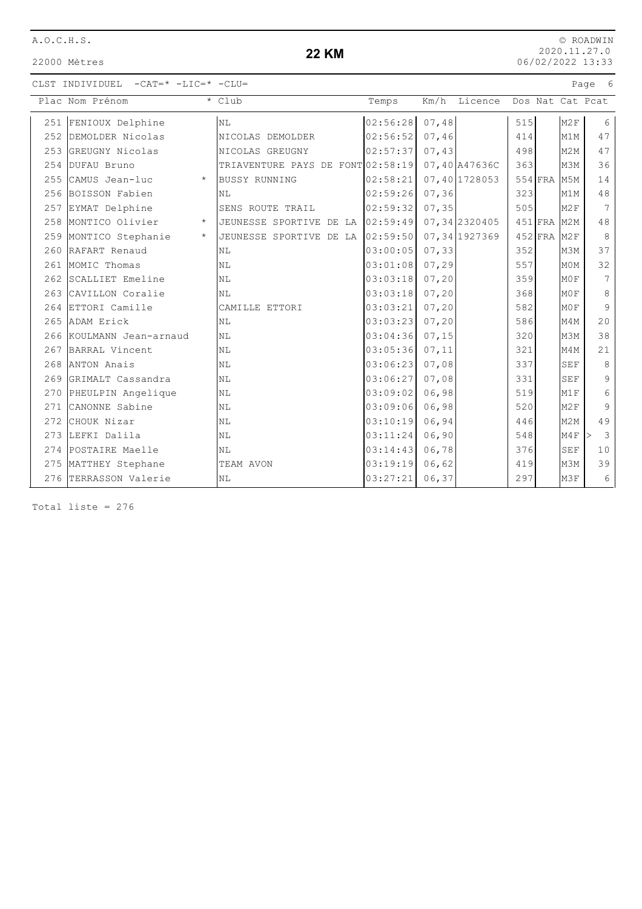# 22 KM

A.O.C.H.S.

22000 Mètres

© ROADWIN 2020.11.27.0 06/02/2022 13:33

CLST INDIVIDUEL -CAT=* -LIC=* -CLU=

| Plac | Nom Prénom | * | Club | Temps | Km/h | Licence | Dos | Nat | Cat | Pcat |
|---|---|---|---|---|---|---|---|---|---|---|
| 251 | FENIOUX Delphine | | NL | 02:56:28 | 07,48 | | 515 | | M2F | 6 |
| 252 | DEMOLDER Nicolas | | NICOLAS DEMOLDER | 02:56:52 | 07,46 | | 414 | | M1M | 47 |
| 253 | GREUGNY Nicolas | | NICOLAS GREUGNY | 02:57:37 | 07,43 | | 498 | | M2M | 47 |
| 254 | DUFAU Bruno | | TRIAVENTURE PAYS DE FONT | 02:58:19 | 07,40 | A47636C | 363 | | M3M | 36 |
| 255 | CAMUS Jean-luc | * | BUSSY RUNNING | 02:58:21 | 07,40 | 1728053 | 554 | FRA | M5M | 14 |
| 256 | BOISSON Fabien | | NL | 02:59:26 | 07,36 | | 323 | | M1M | 48 |
| 257 | EYMAT Delphine | | SENS ROUTE TRAIL | 02:59:32 | 07,35 | | 505 | | M2F | 7 |
| 258 | MONTICO Olivier | * | JEUNESSE SPORTIVE DE LA | 02:59:49 | 07,34 | 2320405 | 451 | FRA | M2M | 48 |
| 259 | MONTICO Stephanie | * | JEUNESSE SPORTIVE DE LA | 02:59:50 | 07,34 | 1927369 | 452 | FRA | M2F | 8 |
| 260 | RAFART Renaud | | NL | 03:00:05 | 07,33 | | 352 | | M3M | 37 |
| 261 | MOMIC Thomas | | NL | 03:01:08 | 07,29 | | 557 | | M0M | 32 |
| 262 | SCALLIET Emeline | | NL | 03:03:18 | 07,20 | | 359 | | M0F | 7 |
| 263 | CAVILLON Coralie | | NL | 03:03:18 | 07,20 | | 368 | | M0F | 8 |
| 264 | ETTORI Camille | | CAMILLE ETTORI | 03:03:21 | 07,20 | | 582 | | M0F | 9 |
| 265 | ADAM Erick | | NL | 03:03:23 | 07,20 | | 586 | | M4M | 20 |
| 266 | KOULMANN Jean-arnaud | | NL | 03:04:36 | 07,15 | | 320 | | M3M | 38 |
| 267 | BARRAL Vincent | | NL | 03:05:36 | 07,11 | | 321 | | M4M | 21 |
| 268 | ANTON Anais | | NL | 03:06:23 | 07,08 | | 337 | | SEF | 8 |
| 269 | GRIMALT Cassandra | | NL | 03:06:27 | 07,08 | | 331 | | SEF | 9 |
| 270 | PHEULPIN Angelique | | NL | 03:09:02 | 06,98 | | 519 | | M1F | 6 |
| 271 | CANONNE Sabine | | NL | 03:09:06 | 06,98 | | 520 | | M2F | 9 |
| 272 | CHOUK Nizar | | NL | 03:10:19 | 06,94 | | 446 | | M2M | 49 |
| 273 | LEFKI Dalila | | NL | 03:11:24 | 06,90 | | 548 | | M4F | > 3 |
| 274 | POSTAIRE Maelle | | NL | 03:14:43 | 06,78 | | 376 | | SEF | 10 |
| 275 | MATTHEY Stephane | | TEAM AVON | 03:19:19 | 06,62 | | 419 | | M3M | 39 |
| 276 | TERRASSON Valerie | | NL | 03:27:21 | 06,37 | | 297 | | M3F | 6 |

Total liste = 276